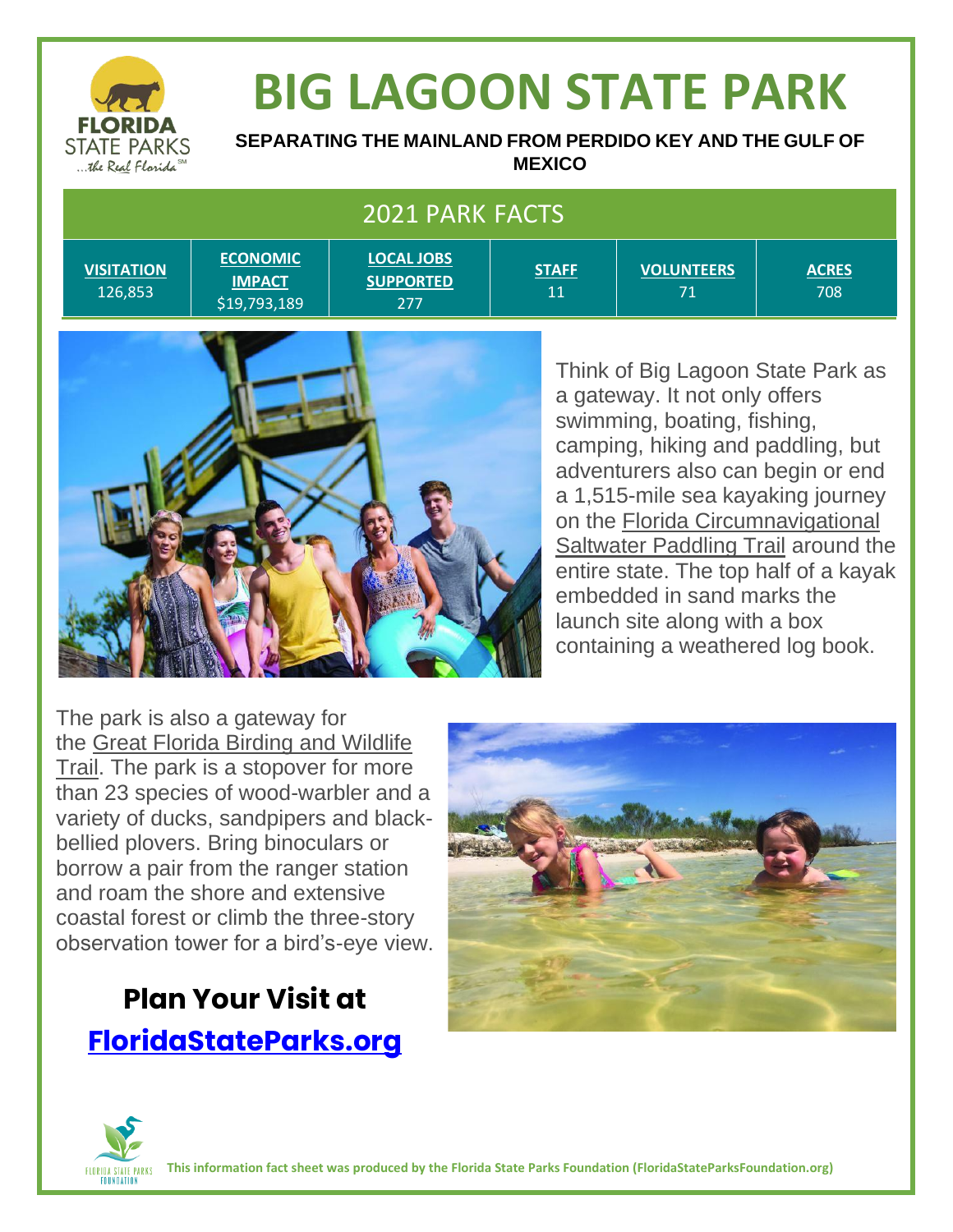# BIG LAGOON STATE PARK

**SEPARATING THE MAINLAND FROM PERDIDO KEY AND THE GULF OF MEXICO**

## 2021 PARK FACTS

| VISITATION | ECONOMIC IMPACT | LOCAL JOBS SUPPORTED | STAFF | VOLUNTEERS | ACRES |
|---|---|---|---|---|---|
| 126,853 | $19,793,189 | 277 | 11 | 71 | 708 |

Think of Big Lagoon State Park as a gateway. It not only offers swimming, boating, fishing, camping, hiking and paddling, but adventurers also can begin or end a 1,515-mile sea kayaking journey on the Florida Circumnavigational Saltwater Paddling Trail around the entire state. The top half of a kayak embedded in sand marks the launch site along with a box containing a weathered log book.

The park is also a gateway for the Great Florida Birding and Wildlife Trail. The park is a stopover for more than 23 species of wood-warbler and a variety of ducks, sandpipers and black-bellied plovers. Bring binoculars or borrow a pair from the ranger station and roam the shore and extensive coastal forest or climb the three-story observation tower for a bird's-eye view.

**Plan Your Visit at**

**FloridaStateParks.org**

**This information fact sheet was produced by the Florida State Parks Foundation (FloridaStateParksFoundation.org)**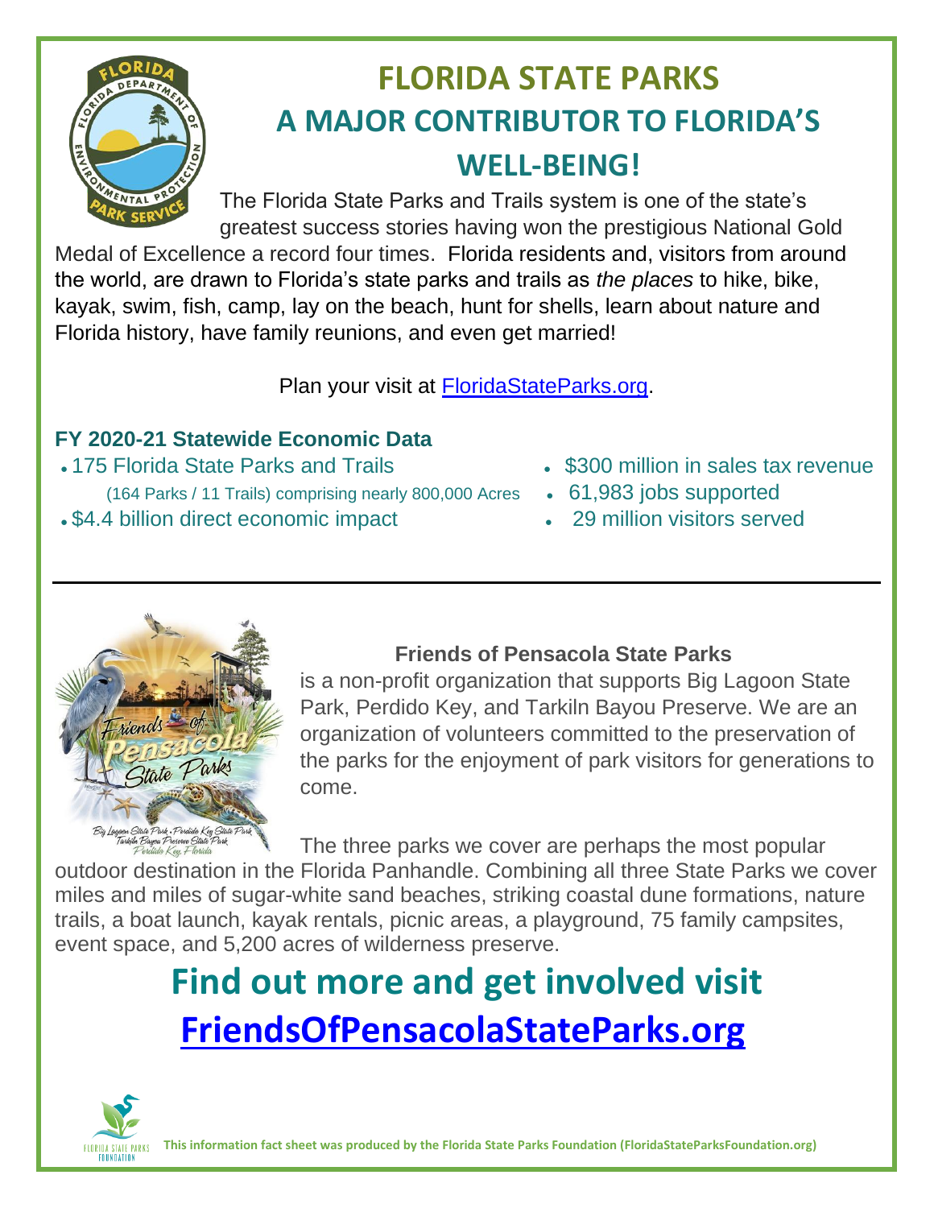# FLORIDA STATE PARKS
## A MAJOR CONTRIBUTOR TO FLORIDA'S WELL-BEING!

The Florida State Parks and Trails system is one of the state's greatest success stories having won the prestigious National Gold Medal of Excellence a record four times. Florida residents and, visitors from around the world, are drawn to Florida's state parks and trails as *the places* to hike, bike, kayak, swim, fish, camp, lay on the beach, hunt for shells, learn about nature and Florida history, have family reunions, and even get married!

Plan your visit at [FloridaStateParks.org](https://FloridaStateParks.org).

### FY 2020-21 Statewide Economic Data

- 175 Florida State Parks and Trails
  (164 Parks / 11 Trails) comprising nearly 800,000 Acres
- $4.4 billion direct economic impact
- $300 million in sales tax revenue
- 61,983 jobs supported
- 29 million visitors served

---

### Friends of Pensacola State Parks

is a non-profit organization that supports Big Lagoon State Park, Perdido Key, and Tarkiln Bayou Preserve. We are an organization of volunteers committed to the preservation of the parks for the enjoyment of park visitors for generations to come.

The three parks we cover are perhaps the most popular outdoor destination in the Florida Panhandle. Combining all three State Parks we cover miles and miles of sugar-white sand beaches, striking coastal dune formations, nature trails, a boat launch, kayak rentals, picnic areas, a playground, 75 family campsites, event space, and 5,200 acres of wilderness preserve.

## Find out more and get involved visit [FriendsOfPensacolaStateParks.org](https://FriendsOfPensacolaStateParks.org)

**This information fact sheet was produced by the Florida State Parks Foundation (FloridaStateParksFoundation.org)**